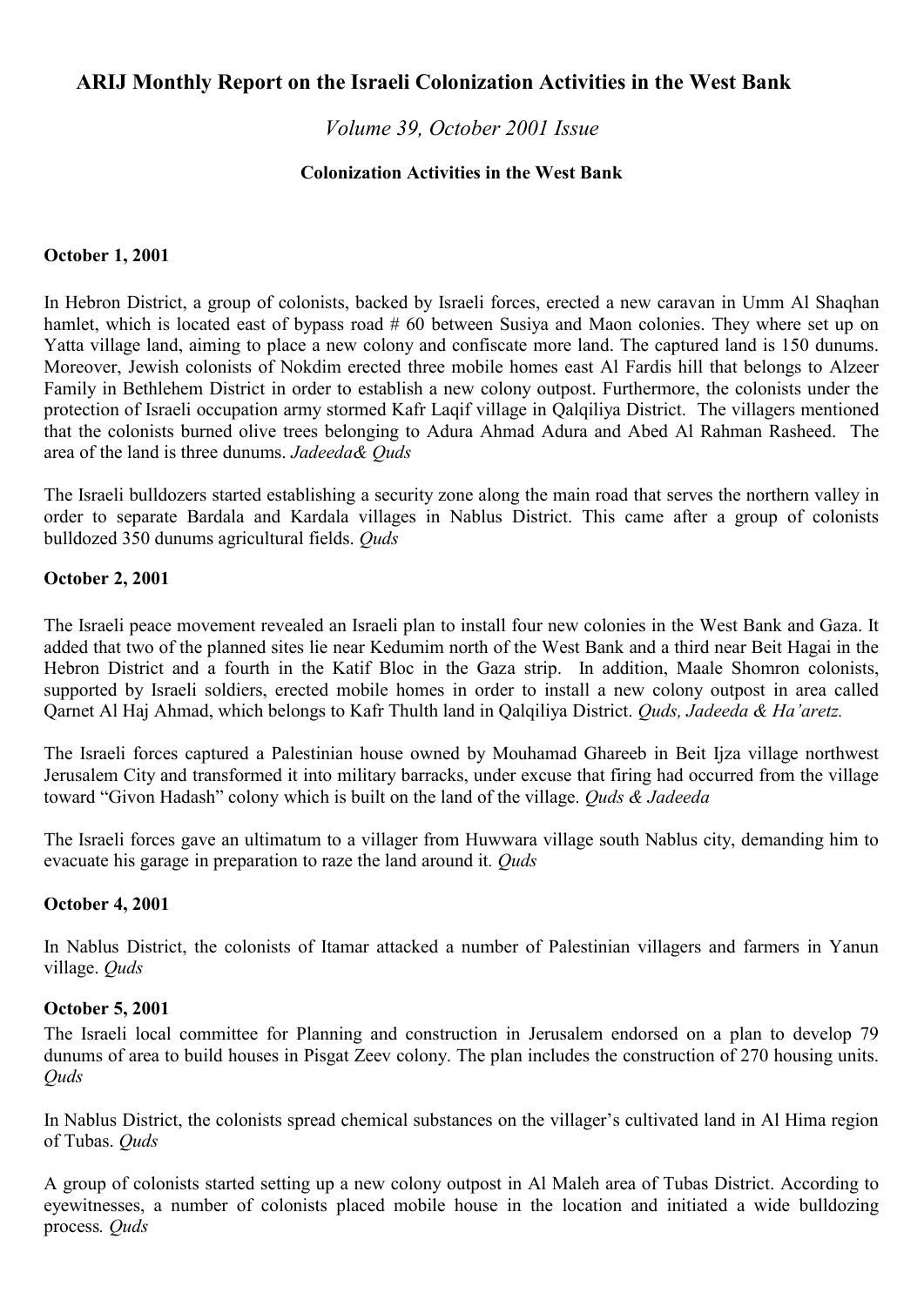# ARIJ Monthly Report on the Israeli Colonization Activities in the West Bank

*Volume 39, October 2001 Issue*

### Colonization Activities in the West Bank

**October 1, 2001**

In Hebron District, a group of colonists, backed by Israeli forces, erected a new caravan in Umm Al Shaqhan hamlet, which is located east of bypass road # 60 between Susiya and Maon colonies. They where set up on Yatta village land, aiming to place a new colony and confiscate more land. The captured land is 150 dunums. Moreover, Jewish colonists of Nokdim erected three mobile homes east Al Fardis hill that belongs to Alzeer Family in Bethlehem District in order to establish a new colony outpost. Furthermore, the colonists under the protection of Israeli occupation army stormed Kafr Laqif village in Qalqiliya District. The villagers mentioned that the colonists burned olive trees belonging to Adura Ahmad Adura and Abed Al Rahman Rasheed. The area of the land is three dunums. *Jadeeda& Quds*

The Israeli bulldozers started establishing a security zone along the main road that serves the northern valley in order to separate Bardala and Kardala villages in Nablus District. This came after a group of colonists bulldozed 350 dunums agricultural fields. *Quds*

**October 2, 2001**

The Israeli peace movement revealed an Israeli plan to install four new colonies in the West Bank and Gaza. It added that two of the planned sites lie near Kedumim north of the West Bank and a third near Beit Hagai in the Hebron District and a fourth in the Katif Bloc in the Gaza strip. In addition, Maale Shomron colonists, supported by Israeli soldiers, erected mobile homes in order to install a new colony outpost in area called Qarnet Al Haj Ahmad, which belongs to Kafr Thulth land in Qalqiliya District. *Quds, Jadeeda & Ha'aretz.*

The Israeli forces captured a Palestinian house owned by Mouhamad Ghareeb in Beit Ijza village northwest Jerusalem City and transformed it into military barracks, under excuse that firing had occurred from the village toward "Givon Hadash" colony which is built on the land of the village. *Quds & Jadeeda*

The Israeli forces gave an ultimatum to a villager from Huwwara village south Nablus city, demanding him to evacuate his garage in preparation to raze the land around it. *Quds*

**October 4, 2001**

In Nablus District, the colonists of Itamar attacked a number of Palestinian villagers and farmers in Yanun village. *Quds*

**October 5, 2001**

The Israeli local committee for Planning and construction in Jerusalem endorsed on a plan to develop 79 dunums of area to build houses in Pisgat Zeev colony. The plan includes the construction of 270 housing units. *Quds*

In Nablus District, the colonists spread chemical substances on the villager's cultivated land in Al Hima region of Tubas. *Quds*

A group of colonists started setting up a new colony outpost in Al Maleh area of Tubas District. According to eyewitnesses, a number of colonists placed mobile house in the location and initiated a wide bulldozing process. *Quds*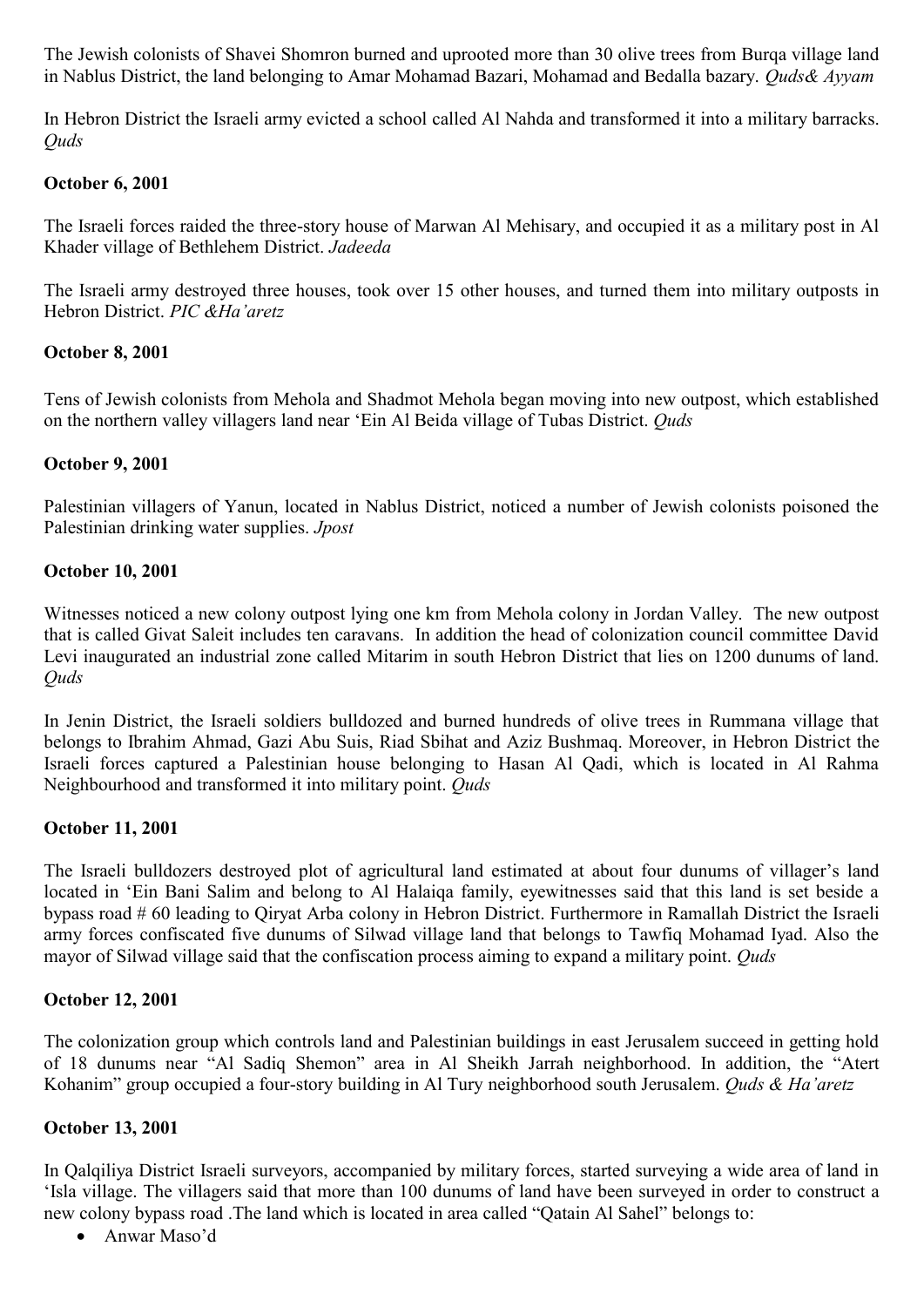The Jewish colonists of Shavei Shomron burned and uprooted more than 30 olive trees from Burqa village land in Nablus District, the land belonging to Amar Mohamad Bazari, Mohamad and Bedalla bazary. *Quds& Ayyam*

In Hebron District the Israeli army evicted a school called Al Nahda and transformed it into a military barracks. *Quds*

**October 6, 2001**

The Israeli forces raided the three-story house of Marwan Al Mehisary, and occupied it as a military post in Al Khader village of Bethlehem District. *Jadeeda*

The Israeli army destroyed three houses, took over 15 other houses, and turned them into military outposts in Hebron District. *PIC &Ha'aretz*

**October 8, 2001**

Tens of Jewish colonists from Mehola and Shadmot Mehola began moving into new outpost, which established on the northern valley villagers land near 'Ein Al Beida village of Tubas District. *Quds*

**October 9, 2001**

Palestinian villagers of Yanun, located in Nablus District, noticed a number of Jewish colonists poisoned the Palestinian drinking water supplies. *Jpost*

**October 10, 2001**

Witnesses noticed a new colony outpost lying one km from Mehola colony in Jordan Valley. The new outpost that is called Givat Saleit includes ten caravans. In addition the head of colonization council committee David Levi inaugurated an industrial zone called Mitarim in south Hebron District that lies on 1200 dunums of land. *Quds*

In Jenin District, the Israeli soldiers bulldozed and burned hundreds of olive trees in Rummana village that belongs to Ibrahim Ahmad, Gazi Abu Suis, Riad Sbihat and Aziz Bushmaq. Moreover, in Hebron District the Israeli forces captured a Palestinian house belonging to Hasan Al Qadi, which is located in Al Rahma Neighbourhood and transformed it into military point. *Quds*

**October 11, 2001**

The Israeli bulldozers destroyed plot of agricultural land estimated at about four dunums of villager's land located in 'Ein Bani Salim and belong to Al Halaiqa family, eyewitnesses said that this land is set beside a bypass road # 60 leading to Qiryat Arba colony in Hebron District. Furthermore in Ramallah District the Israeli army forces confiscated five dunums of Silwad village land that belongs to Tawfiq Mohamad Iyad. Also the mayor of Silwad village said that the confiscation process aiming to expand a military point. *Quds*

**October 12, 2001**

The colonization group which controls land and Palestinian buildings in east Jerusalem succeed in getting hold of 18 dunums near "Al Sadiq Shemon" area in Al Sheikh Jarrah neighborhood. In addition, the "Atert Kohanim" group occupied a four-story building in Al Tury neighborhood south Jerusalem. *Quds & Ha'aretz*

**October 13, 2001**

In Qalqiliya District Israeli surveyors, accompanied by military forces, started surveying a wide area of land in 'Isla village. The villagers said that more than 100 dunums of land have been surveyed in order to construct a new colony bypass road .The land which is located in area called "Qatain Al Sahel" belongs to:

- Anwar Maso'd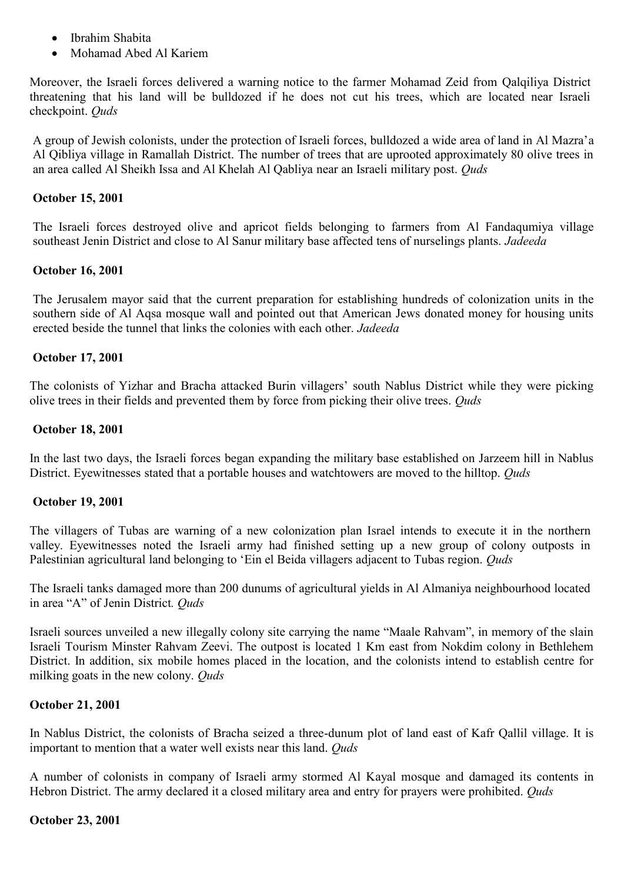- Ibrahim Shabita
- Mohamad Abed Al Kariem

Moreover, the Israeli forces delivered a warning notice to the farmer Mohamad Zeid from Qalqiliya District threatening that his land will be bulldozed if he does not cut his trees, which are located near Israeli checkpoint. *Quds*

A group of Jewish colonists, under the protection of Israeli forces, bulldozed a wide area of land in Al Mazra'a Al Qibliya village in Ramallah District. The number of trees that are uprooted approximately 80 olive trees in an area called Al Sheikh Issa and Al Khelah Al Qabliya near an Israeli military post. *Quds*

**October 15, 2001**

The Israeli forces destroyed olive and apricot fields belonging to farmers from Al Fandaqumiya village southeast Jenin District and close to Al Sanur military base affected tens of nurselings plants. *Jadeeda*

**October 16, 2001**

The Jerusalem mayor said that the current preparation for establishing hundreds of colonization units in the southern side of Al Aqsa mosque wall and pointed out that American Jews donated money for housing units erected beside the tunnel that links the colonies with each other. *Jadeeda*

**October 17, 2001**

The colonists of Yizhar and Bracha attacked Burin villagers' south Nablus District while they were picking olive trees in their fields and prevented them by force from picking their olive trees. *Quds*

**October 18, 2001**

In the last two days, the Israeli forces began expanding the military base established on Jarzeem hill in Nablus District. Eyewitnesses stated that a portable houses and watchtowers are moved to the hilltop. *Quds*

**October 19, 2001**

The villagers of Tubas are warning of a new colonization plan Israel intends to execute it in the northern valley. Eyewitnesses noted the Israeli army had finished setting up a new group of colony outposts in Palestinian agricultural land belonging to 'Ein el Beida villagers adjacent to Tubas region. *Quds*

The Israeli tanks damaged more than 200 dunums of agricultural yields in Al Almaniya neighbourhood located in area "A" of Jenin District. *Quds*

Israeli sources unveiled a new illegally colony site carrying the name "Maale Rahvam", in memory of the slain Israeli Tourism Minster Rahvam Zeevi. The outpost is located 1 Km east from Nokdim colony in Bethlehem District. In addition, six mobile homes placed in the location, and the colonists intend to establish centre for milking goats in the new colony. *Quds*

**October 21, 2001**

In Nablus District, the colonists of Bracha seized a three-dunum plot of land east of Kafr Qallil village. It is important to mention that a water well exists near this land. *Quds*

A number of colonists in company of Israeli army stormed Al Kayal mosque and damaged its contents in Hebron District. The army declared it a closed military area and entry for prayers were prohibited. *Quds*

**October 23, 2001**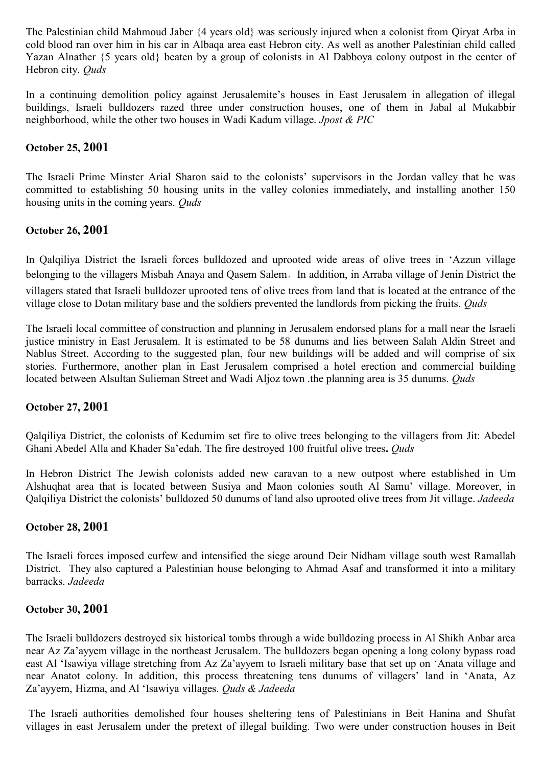The Palestinian child Mahmoud Jaber {4 years old} was seriously injured when a colonist from Qiryat Arba in cold blood ran over him in his car in Albaqa area east Hebron city. As well as another Palestinian child called Yazan Alnather {5 years old} beaten by a group of colonists in Al Dabboya colony outpost in the center of Hebron city. *Quds*

In a continuing demolition policy against Jerusalemite's houses in East Jerusalem in allegation of illegal buildings, Israeli bulldozers razed three under construction houses, one of them in Jabal al Mukabbir neighborhood, while the other two houses in Wadi Kadum village. *Jpost & PIC*

**October 25, 2001**

The Israeli Prime Minster Arial Sharon said to the colonists' supervisors in the Jordan valley that he was committed to establishing 50 housing units in the valley colonies immediately, and installing another 150 housing units in the coming years. *Quds*

**October 26, 2001**

In Qalqiliya District the Israeli forces bulldozed and uprooted wide areas of olive trees in 'Azzun village belonging to the villagers Misbah Anaya and Qasem Salem. In addition, in Arraba village of Jenin District the villagers stated that Israeli bulldozer uprooted tens of olive trees from land that is located at the entrance of the village close to Dotan military base and the soldiers prevented the landlords from picking the fruits. *Quds*

The Israeli local committee of construction and planning in Jerusalem endorsed plans for a mall near the Israeli justice ministry in East Jerusalem. It is estimated to be 58 dunums and lies between Salah Aldin Street and Nablus Street. According to the suggested plan, four new buildings will be added and will comprise of six stories. Furthermore, another plan in East Jerusalem comprised a hotel erection and commercial building located between Alsultan Sulieman Street and Wadi Aljoz town .the planning area is 35 dunums. *Quds*

**October 27, 2001**

Qalqiliya District, the colonists of Kedumim set fire to olive trees belonging to the villagers from Jit: Abedel Ghani Abedel Alla and Khader Sa'edah. The fire destroyed 100 fruitful olive trees**.** *Quds*

In Hebron District The Jewish colonists added new caravan to a new outpost where established in Um Alshuqhat area that is located between Susiya and Maon colonies south Al Samu' village. Moreover, in Qalqiliya District the colonists' bulldozed 50 dunums of land also uprooted olive trees from Jit village. *Jadeeda*

**October 28, 2001**

The Israeli forces imposed curfew and intensified the siege around Deir Nidham village south west Ramallah District. They also captured a Palestinian house belonging to Ahmad Asaf and transformed it into a military barracks. *Jadeeda*

**October 30, 2001**

The Israeli bulldozers destroyed six historical tombs through a wide bulldozing process in Al Shikh Anbar area near Az Za'ayyem village in the northeast Jerusalem. The bulldozers began opening a long colony bypass road east Al 'Isawiya village stretching from Az Za'ayyem to Israeli military base that set up on 'Anata village and near Anatot colony. In addition, this process threatening tens dunums of villagers' land in 'Anata, Az Za'ayyem, Hizma, and Al 'Isawiya villages. *Quds & Jadeeda*

The Israeli authorities demolished four houses sheltering tens of Palestinians in Beit Hanina and Shufat villages in east Jerusalem under the pretext of illegal building. Two were under construction houses in Beit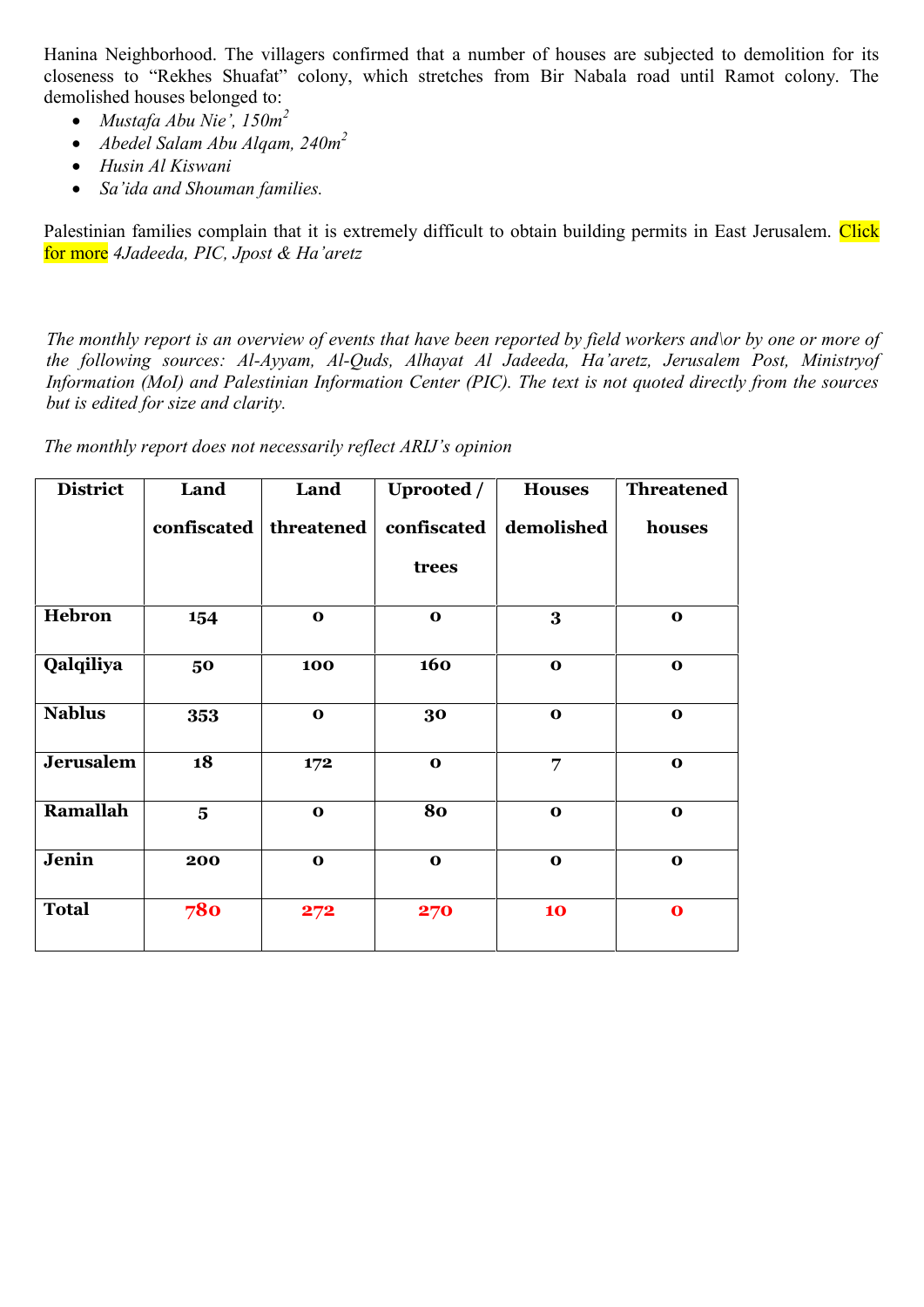Hanina Neighborhood. The villagers confirmed that a number of houses are subjected to demolition for its closeness to "Rekhes Shuafat" colony, which stretches from Bir Nabala road until Ramot colony. The demolished houses belonged to:

- *Mustafa Abu Nie', 150m$^2$*
- *Abedel Salam Abu Alqam, 240m$^2$*
- *Husin Al Kiswani*
- *Sa'ida and Shouman families.*

Palestinian families complain that it is extremely difficult to obtain building permits in East Jerusalem. Click for more *4Jadeeda, PIC, Jpost & Ha'aretz*

*The monthly report is an overview of events that have been reported by field workers and\or by one or more of the following sources: Al-Ayyam, Al-Quds, Alhayat Al Jadeeda, Ha'aretz, Jerusalem Post, Ministryof Information (MoI) and Palestinian Information Center (PIC). The text is not quoted directly from the sources but is edited for size and clarity.*

*The monthly report does not necessarily reflect ARIJ's opinion*

| District | Land confiscated | Land threatened | Uprooted / confiscated trees | Houses demolished | Threatened houses |
|---|---|---|---|---|---|
| **Hebron** | **154** | **0** | **0** | **3** | **0** |
| **Qalqiliya** | **50** | **100** | **160** | **0** | **0** |
| **Nablus** | **353** | **0** | **30** | **0** | **0** |
| **Jerusalem** | **18** | **172** | **0** | **7** | **0** |
| **Ramallah** | **5** | **0** | **80** | **0** | **0** |
| **Jenin** | **200** | **0** | **0** | **0** | **0** |
| **Total** | **780** | **272** | **270** | **10** | **0** |